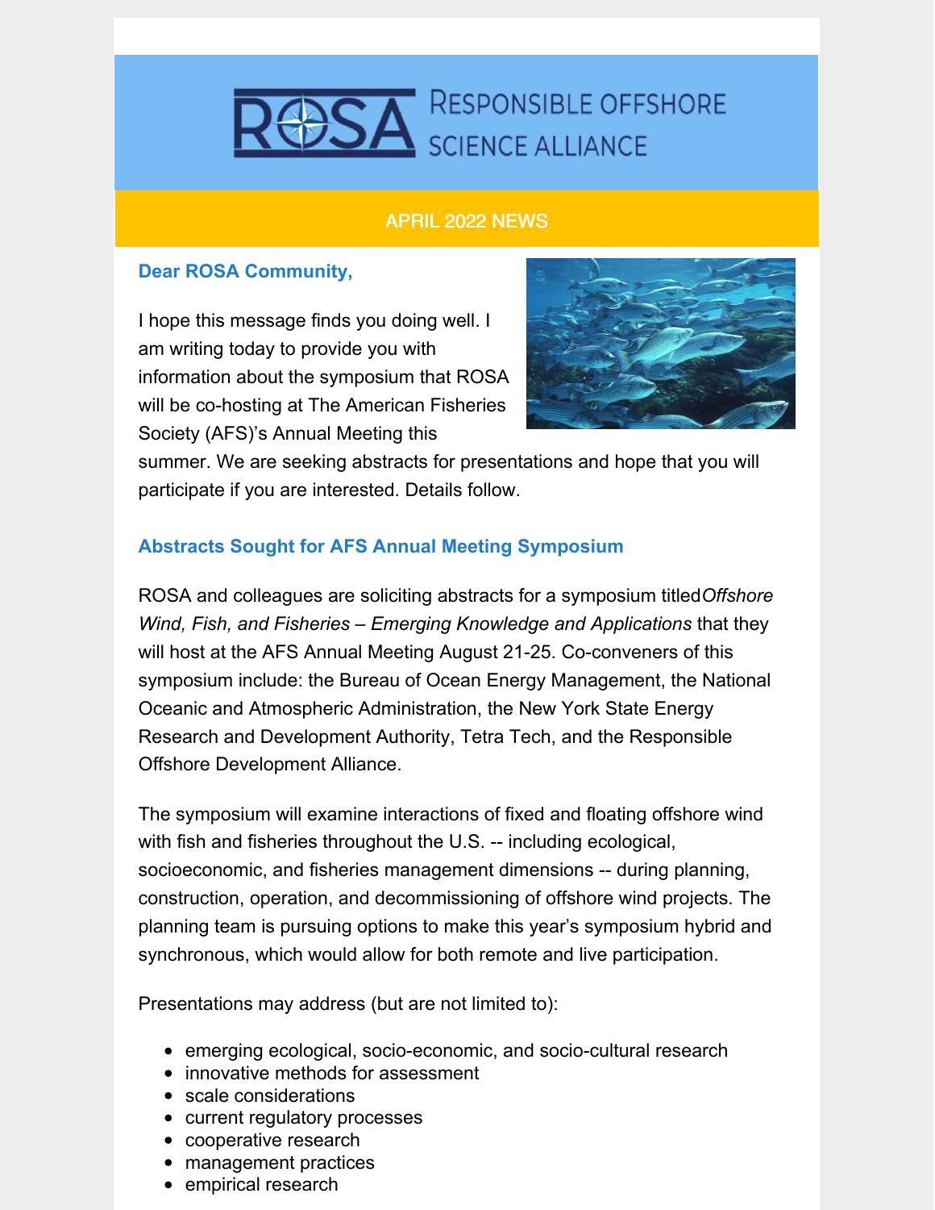# ROSA Responsible Offshore Science Alliance

## APRIL 2022 NEWS

### Dear ROSA Community,

I hope this message finds you doing well. I am writing today to provide you with information about the symposium that ROSA will be co-hosting at The American Fisheries Society (AFS)'s Annual Meeting this summer. We are seeking abstracts for presentations and hope that you will participate if you are interested. Details follow.

### Abstracts Sought for AFS Annual Meeting Symposium

ROSA and colleagues are soliciting abstracts for a symposium titled *Offshore Wind, Fish, and Fisheries – Emerging Knowledge and Applications* that they will host at the AFS Annual Meeting August 21-25. Co-conveners of this symposium include: the Bureau of Ocean Energy Management, the National Oceanic and Atmospheric Administration, the New York State Energy Research and Development Authority, Tetra Tech, and the Responsible Offshore Development Alliance.

The symposium will examine interactions of fixed and floating offshore wind with fish and fisheries throughout the U.S. -- including ecological, socioeconomic, and fisheries management dimensions -- during planning, construction, operation, and decommissioning of offshore wind projects. The planning team is pursuing options to make this year's symposium hybrid and synchronous, which would allow for both remote and live participation.

Presentations may address (but are not limited to):

- emerging ecological, socio-economic, and socio-cultural research
- innovative methods for assessment
- scale considerations
- current regulatory processes
- cooperative research
- management practices
- empirical research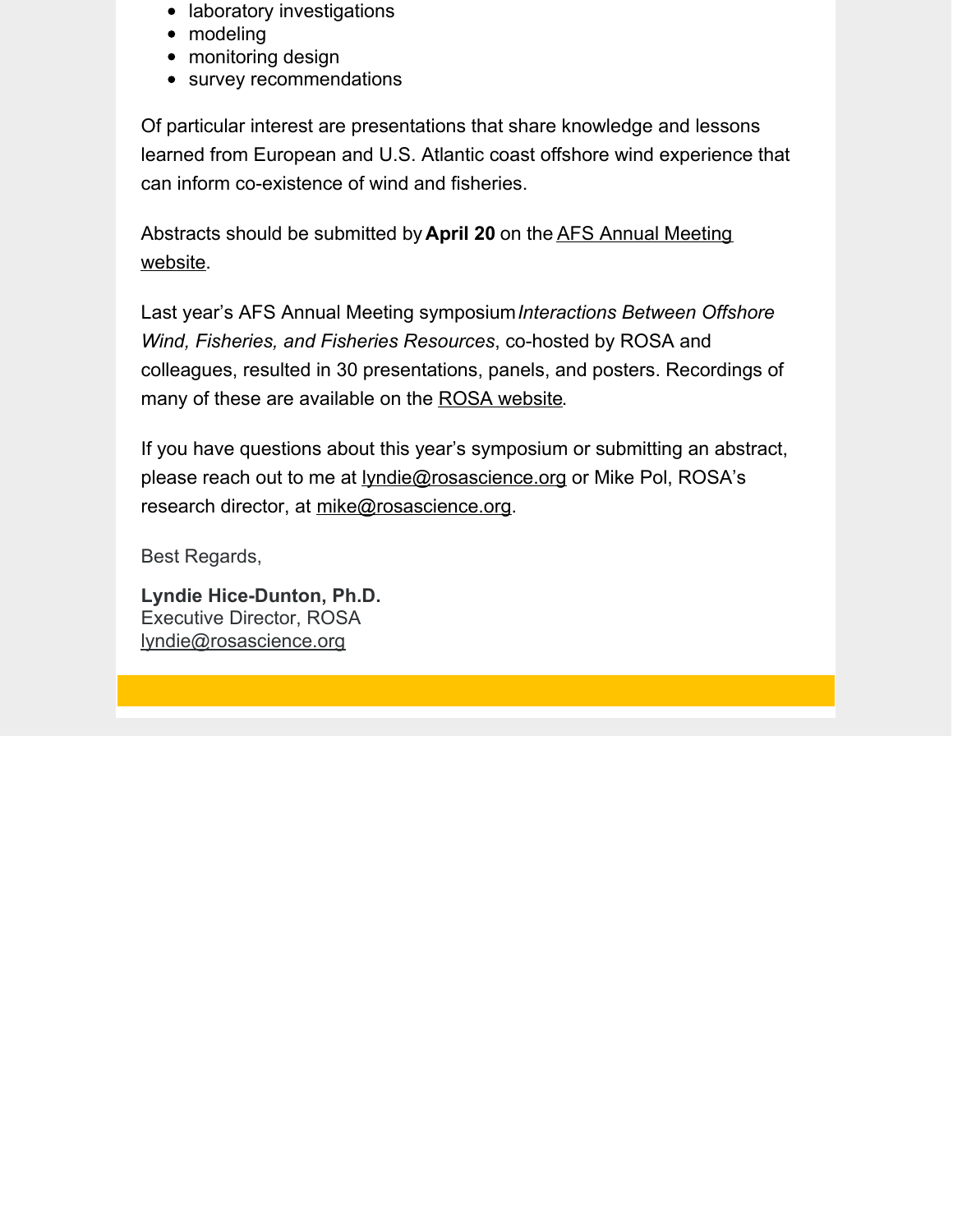- laboratory investigations
- modeling
- monitoring design
- survey recommendations

Of particular interest are presentations that share knowledge and lessons learned from European and U.S. Atlantic coast offshore wind experience that can inform co-existence of wind and fisheries.

Abstracts should be submitted by **April 20** on the AFS Annual Meeting website.

Last year's AFS Annual Meeting symposium *Interactions Between Offshore Wind, Fisheries, and Fisheries Resources*, co-hosted by ROSA and colleagues, resulted in 30 presentations, panels, and posters. Recordings of many of these are available on the ROSA website.

If you have questions about this year's symposium or submitting an abstract, please reach out to me at lyndie@rosascience.org or Mike Pol, ROSA's research director, at mike@rosascience.org.

Best Regards,

**Lyndie Hice-Dunton, Ph.D.**
Executive Director, ROSA
lyndie@rosascience.org